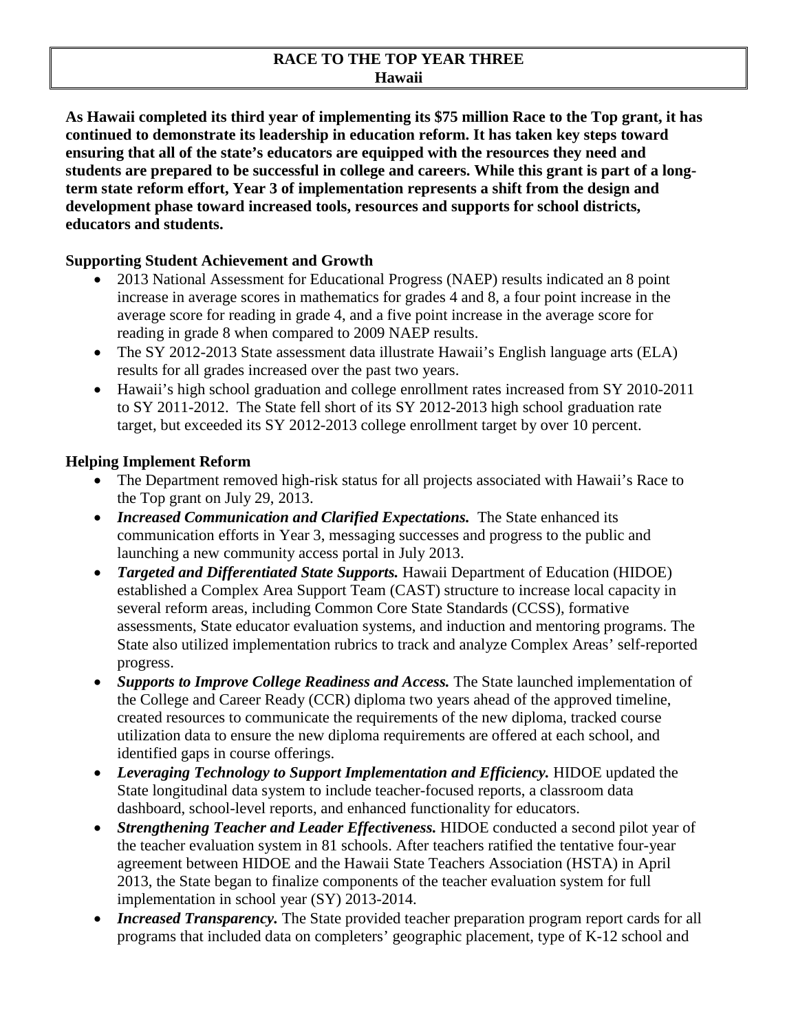# RACE TO THE TOP YEAR THREE
## Hawaii

**As Hawaii completed its third year of implementing its $75 million Race to the Top grant, it has continued to demonstrate its leadership in education reform. It has taken key steps toward ensuring that all of the state's educators are equipped with the resources they need and students are prepared to be successful in college and careers. While this grant is part of a long-term state reform effort, Year 3 of implementation represents a shift from the design and development phase toward increased tools, resources and supports for school districts, educators and students.**

### Supporting Student Achievement and Growth

- 2013 National Assessment for Educational Progress (NAEP) results indicated an 8 point increase in average scores in mathematics for grades 4 and 8, a four point increase in the average score for reading in grade 4, and a five point increase in the average score for reading in grade 8 when compared to 2009 NAEP results.
- The SY 2012-2013 State assessment data illustrate Hawaii's English language arts (ELA) results for all grades increased over the past two years.
- Hawaii's high school graduation and college enrollment rates increased from SY 2010-2011 to SY 2011-2012. The State fell short of its SY 2012-2013 high school graduation rate target, but exceeded its SY 2012-2013 college enrollment target by over 10 percent.

### Helping Implement Reform

- The Department removed high-risk status for all projects associated with Hawaii's Race to the Top grant on July 29, 2013.
- ***Increased Communication and Clarified Expectations.*** The State enhanced its communication efforts in Year 3, messaging successes and progress to the public and launching a new community access portal in July 2013.
- ***Targeted and Differentiated State Supports.*** Hawaii Department of Education (HIDOE) established a Complex Area Support Team (CAST) structure to increase local capacity in several reform areas, including Common Core State Standards (CCSS), formative assessments, State educator evaluation systems, and induction and mentoring programs. The State also utilized implementation rubrics to track and analyze Complex Areas' self-reported progress.
- ***Supports to Improve College Readiness and Access.*** The State launched implementation of the College and Career Ready (CCR) diploma two years ahead of the approved timeline, created resources to communicate the requirements of the new diploma, tracked course utilization data to ensure the new diploma requirements are offered at each school, and identified gaps in course offerings.
- ***Leveraging Technology to Support Implementation and Efficiency.*** HIDOE updated the State longitudinal data system to include teacher-focused reports, a classroom data dashboard, school-level reports, and enhanced functionality for educators.
- ***Strengthening Teacher and Leader Effectiveness.*** HIDOE conducted a second pilot year of the teacher evaluation system in 81 schools. After teachers ratified the tentative four-year agreement between HIDOE and the Hawaii State Teachers Association (HSTA) in April 2013, the State began to finalize components of the teacher evaluation system for full implementation in school year (SY) 2013-2014.
- ***Increased Transparency.*** The State provided teacher preparation program report cards for all programs that included data on completers' geographic placement, type of K-12 school and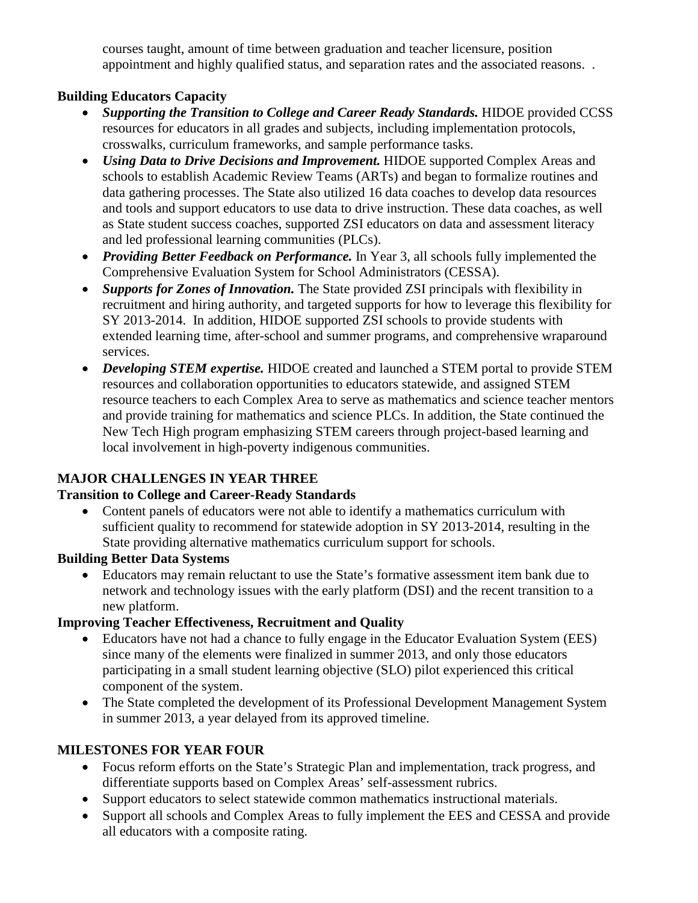courses taught, amount of time between graduation and teacher licensure, position appointment and highly qualified status, and separation rates and the associated reasons. .

**Building Educators Capacity**

- ***Supporting the Transition to College and Career Ready Standards.*** HIDOE provided CCSS resources for educators in all grades and subjects, including implementation protocols, crosswalks, curriculum frameworks, and sample performance tasks.
- ***Using Data to Drive Decisions and Improvement.*** HIDOE supported Complex Areas and schools to establish Academic Review Teams (ARTs) and began to formalize routines and data gathering processes. The State also utilized 16 data coaches to develop data resources and tools and support educators to use data to drive instruction. These data coaches, as well as State student success coaches, supported ZSI educators on data and assessment literacy and led professional learning communities (PLCs).
- ***Providing Better Feedback on Performance.*** In Year 3, all schools fully implemented the Comprehensive Evaluation System for School Administrators (CESSA).
- ***Supports for Zones of Innovation.*** The State provided ZSI principals with flexibility in recruitment and hiring authority, and targeted supports for how to leverage this flexibility for SY 2013-2014. In addition, HIDOE supported ZSI schools to provide students with extended learning time, after-school and summer programs, and comprehensive wraparound services.
- ***Developing STEM expertise.*** HIDOE created and launched a STEM portal to provide STEM resources and collaboration opportunities to educators statewide, and assigned STEM resource teachers to each Complex Area to serve as mathematics and science teacher mentors and provide training for mathematics and science PLCs. In addition, the State continued the New Tech High program emphasizing STEM careers through project-based learning and local involvement in high-poverty indigenous communities.

## MAJOR CHALLENGES IN YEAR THREE

**Transition to College and Career-Ready Standards**

- Content panels of educators were not able to identify a mathematics curriculum with sufficient quality to recommend for statewide adoption in SY 2013-2014, resulting in the State providing alternative mathematics curriculum support for schools.

**Building Better Data Systems**

- Educators may remain reluctant to use the State's formative assessment item bank due to network and technology issues with the early platform (DSI) and the recent transition to a new platform.

**Improving Teacher Effectiveness, Recruitment and Quality**

- Educators have not had a chance to fully engage in the Educator Evaluation System (EES) since many of the elements were finalized in summer 2013, and only those educators participating in a small student learning objective (SLO) pilot experienced this critical component of the system.
- The State completed the development of its Professional Development Management System in summer 2013, a year delayed from its approved timeline.

## MILESTONES FOR YEAR FOUR

- Focus reform efforts on the State's Strategic Plan and implementation, track progress, and differentiate supports based on Complex Areas' self-assessment rubrics.
- Support educators to select statewide common mathematics instructional materials.
- Support all schools and Complex Areas to fully implement the EES and CESSA and provide all educators with a composite rating.